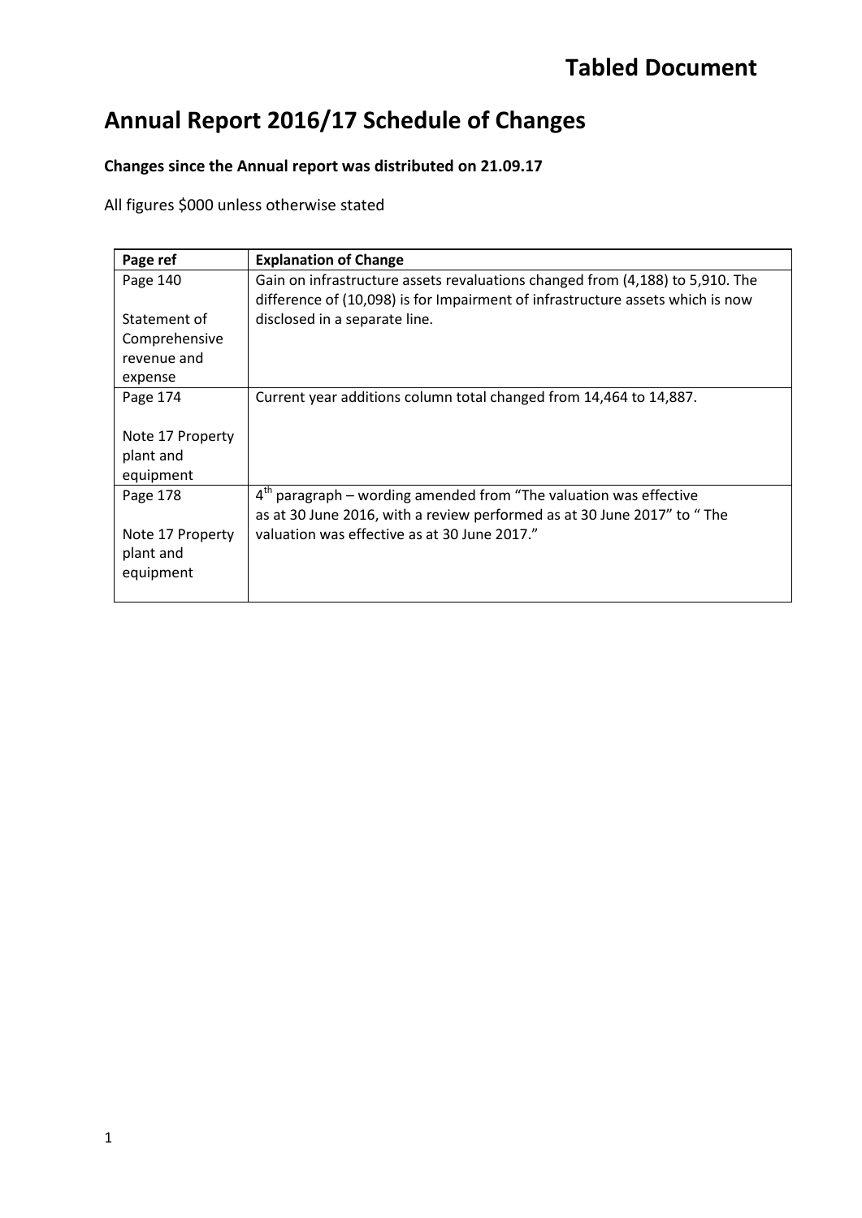**Tabled Document**

# Annual Report 2016/17 Schedule of Changes

**Changes since the Annual report was distributed on 21.09.17**

All figures $000 unless otherwise stated

| Page ref | Explanation of Change |
| --- | --- |
| Page 140<br><br>Statement of Comprehensive revenue and expense | Gain on infrastructure assets revaluations changed from (4,188) to 5,910. The difference of (10,098) is for Impairment of infrastructure assets which is now disclosed in a separate line. |
| Page 174<br><br>Note 17 Property plant and equipment | Current year additions column total changed from 14,464 to 14,887. |
| Page 178<br><br>Note 17 Property plant and equipment | 4th paragraph – wording amended from "The valuation was effective as at 30 June 2016, with a review performed as at 30 June 2017" to " The valuation was effective as at 30 June 2017." |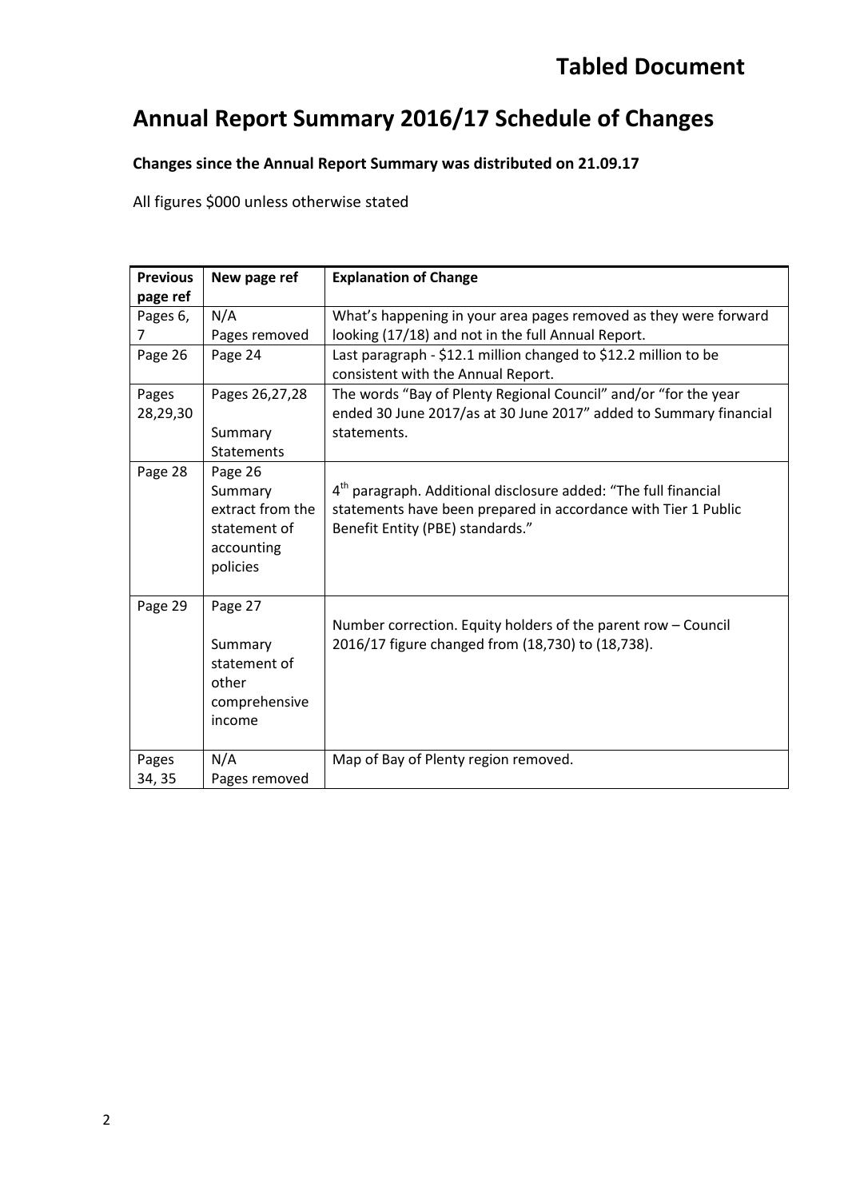# Tabled Document

# Annual Report Summary 2016/17 Schedule of Changes

**Changes since the Annual Report Summary was distributed on 21.09.17**

All figures $000 unless otherwise stated

| Previous page ref | New page ref | Explanation of Change |
| --- | --- | --- |
| Pages 6, 7 | N/A Pages removed | What's happening in your area pages removed as they were forward looking (17/18) and not in the full Annual Report. |
| Page 26 | Page 24 | Last paragraph - $12.1 million changed to $12.2 million to be consistent with the Annual Report. |
| Pages 28,29,30 | Pages 26,27,28 Summary Statements | The words "Bay of Plenty Regional Council" and/or "for the year ended 30 June 2017/as at 30 June 2017" added to Summary financial statements. |
| Page 28 | Page 26 Summary extract from the statement of accounting policies | 4th paragraph. Additional disclosure added: "The full financial statements have been prepared in accordance with Tier 1 Public Benefit Entity (PBE) standards." |
| Page 29 | Page 27 Summary statement of other comprehensive income | Number correction. Equity holders of the parent row – Council 2016/17 figure changed from (18,730) to (18,738). |
| Pages 34, 35 | N/A Pages removed | Map of Bay of Plenty region removed. |